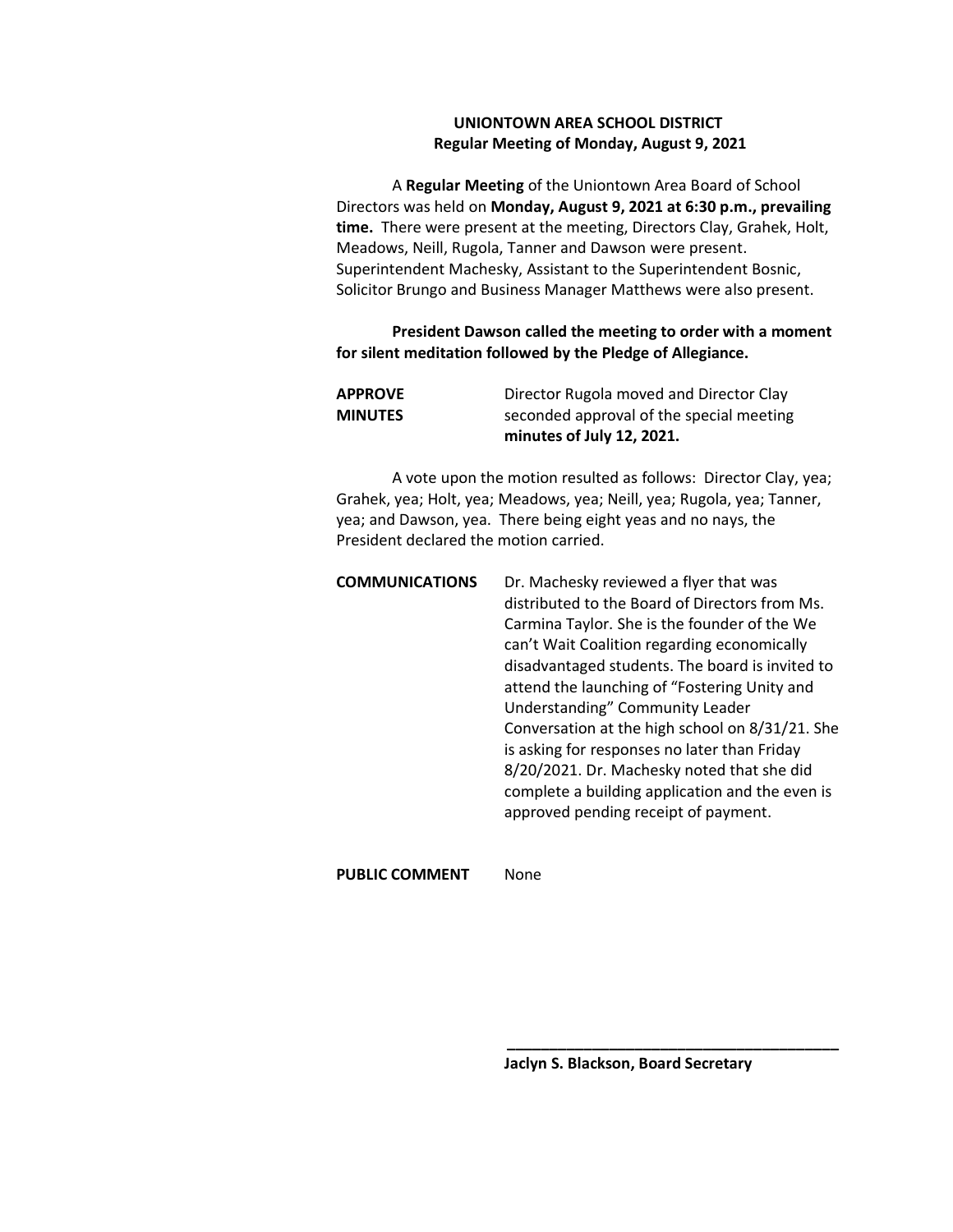**UNIONTOWN AREA SCHOOL DISTRICT**
**Regular Meeting of Monday, August 9, 2021**

A **Regular Meeting** of the Uniontown Area Board of School Directors was held on **Monday, August 9, 2021 at 6:30 p.m., prevailing time.** There were present at the meeting, Directors Clay, Grahek, Holt, Meadows, Neill, Rugola, Tanner and Dawson were present. Superintendent Machesky, Assistant to the Superintendent Bosnic, Solicitor Brungo and Business Manager Matthews were also present.

**President Dawson called the meeting to order with a moment for silent meditation followed by the Pledge of Allegiance.**

**APPROVE MINUTES** Director Rugola moved and Director Clay seconded approval of the special meeting **minutes of July 12, 2021.**

A vote upon the motion resulted as follows: Director Clay, yea; Grahek, yea; Holt, yea; Meadows, yea; Neill, yea; Rugola, yea; Tanner, yea; and Dawson, yea. There being eight yeas and no nays, the President declared the motion carried.

**COMMUNICATIONS** Dr. Machesky reviewed a flyer that was distributed to the Board of Directors from Ms. Carmina Taylor. She is the founder of the We can't Wait Coalition regarding economically disadvantaged students. The board is invited to attend the launching of "Fostering Unity and Understanding" Community Leader Conversation at the high school on 8/31/21. She is asking for responses no later than Friday 8/20/2021. Dr. Machesky noted that she did complete a building application and the even is approved pending receipt of payment.

**PUBLIC COMMENT** None

______________________________________

**Jaclyn S. Blackson, Board Secretary**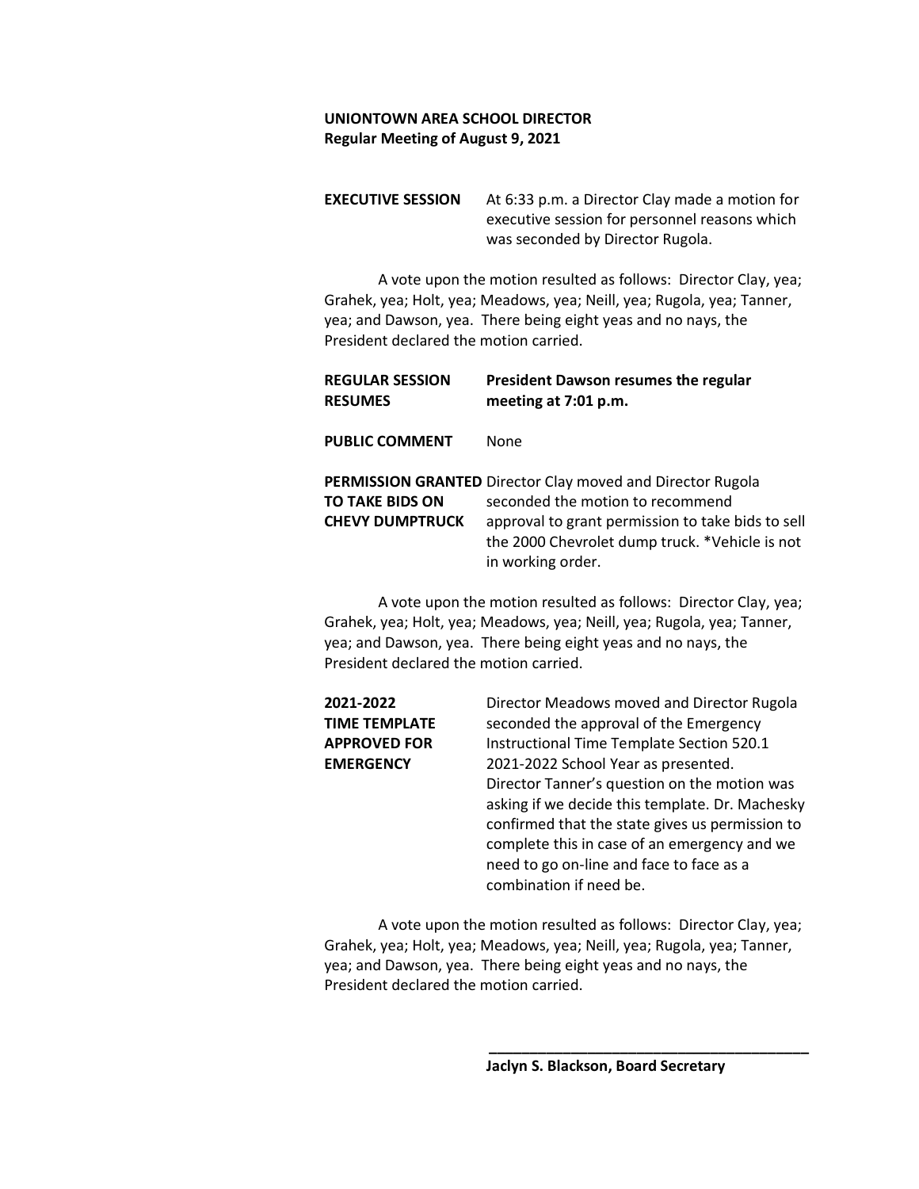**UNIONTOWN AREA SCHOOL DIRECTOR**
**Regular Meeting of August 9, 2021**

**EXECUTIVE SESSION**

At 6:33 p.m. a Director Clay made a motion for executive session for personnel reasons which was seconded by Director Rugola.

A vote upon the motion resulted as follows: Director Clay, yea; Grahek, yea; Holt, yea; Meadows, yea; Neill, yea; Rugola, yea; Tanner, yea; and Dawson, yea. There being eight yeas and no nays, the President declared the motion carried.

**REGULAR SESSION RESUMES**

**President Dawson resumes the regular meeting at 7:01 p.m.**

**PUBLIC COMMENT**

None

**PERMISSION GRANTED TO TAKE BIDS ON CHEVY DUMPTRUCK**

Director Clay moved and Director Rugola seconded the motion to recommend approval to grant permission to take bids to sell the 2000 Chevrolet dump truck. *Vehicle is not in working order.

A vote upon the motion resulted as follows: Director Clay, yea; Grahek, yea; Holt, yea; Meadows, yea; Neill, yea; Rugola, yea; Tanner, yea; and Dawson, yea. There being eight yeas and no nays, the President declared the motion carried.

**2021-2022 TIME TEMPLATE APPROVED FOR EMERGENCY**

Director Meadows moved and Director Rugola seconded the approval of the Emergency Instructional Time Template Section 520.1 2021-2022 School Year as presented. Director Tanner's question on the motion was asking if we decide this template. Dr. Machesky confirmed that the state gives us permission to complete this in case of an emergency and we need to go on-line and face to face as a combination if need be.

A vote upon the motion resulted as follows: Director Clay, yea; Grahek, yea; Holt, yea; Meadows, yea; Neill, yea; Rugola, yea; Tanner, yea; and Dawson, yea. There being eight yeas and no nays, the President declared the motion carried.

\_\_\_\_\_\_\_\_\_\_\_\_\_\_\_\_\_\_\_\_\_\_\_\_\_\_\_\_\_\_\_\_\_\_\_\_\_\_\_\_

**Jaclyn S. Blackson, Board Secretary**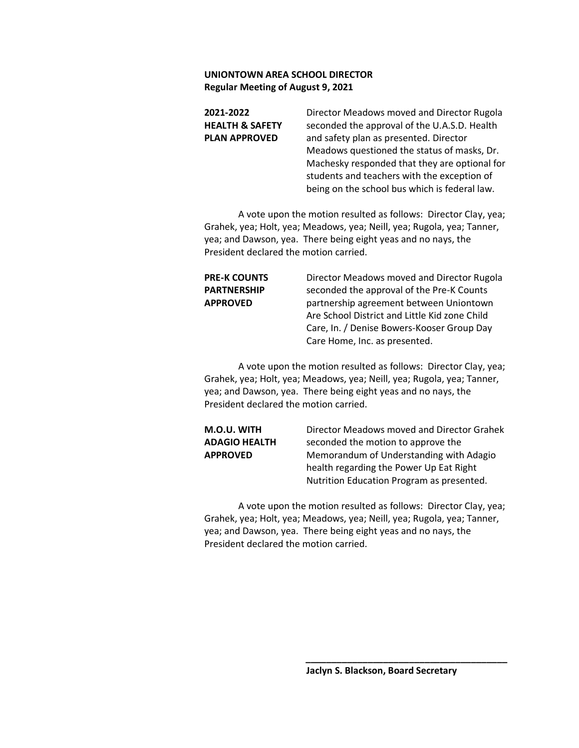**UNIONTOWN AREA SCHOOL DIRECTOR**
**Regular Meeting of August 9, 2021**

**2021-2022 HEALTH & SAFETY PLAN APPROVED**

Director Meadows moved and Director Rugola seconded the approval of the U.A.S.D. Health and safety plan as presented. Director Meadows questioned the status of masks, Dr. Machesky responded that they are optional for students and teachers with the exception of being on the school bus which is federal law.

A vote upon the motion resulted as follows: Director Clay, yea; Grahek, yea; Holt, yea; Meadows, yea; Neill, yea; Rugola, yea; Tanner, yea; and Dawson, yea. There being eight yeas and no nays, the President declared the motion carried.

**PRE-K COUNTS PARTNERSHIP APPROVED**

Director Meadows moved and Director Rugola seconded the approval of the Pre-K Counts partnership agreement between Uniontown Are School District and Little Kid zone Child Care, In. / Denise Bowers-Kooser Group Day Care Home, Inc. as presented.

A vote upon the motion resulted as follows: Director Clay, yea; Grahek, yea; Holt, yea; Meadows, yea; Neill, yea; Rugola, yea; Tanner, yea; and Dawson, yea. There being eight yeas and no nays, the President declared the motion carried.

**M.O.U. WITH ADAGIO HEALTH APPROVED**

Director Meadows moved and Director Grahek seconded the motion to approve the Memorandum of Understanding with Adagio health regarding the Power Up Eat Right Nutrition Education Program as presented.

A vote upon the motion resulted as follows: Director Clay, yea; Grahek, yea; Holt, yea; Meadows, yea; Neill, yea; Rugola, yea; Tanner, yea; and Dawson, yea. There being eight yeas and no nays, the President declared the motion carried.

\_\_\_\_\_\_\_\_\_\_\_\_\_\_\_\_\_\_\_\_\_\_\_\_\_\_\_\_\_\_\_\_\_\_\_\_\_\_\_\_

**Jaclyn S. Blackson, Board Secretary**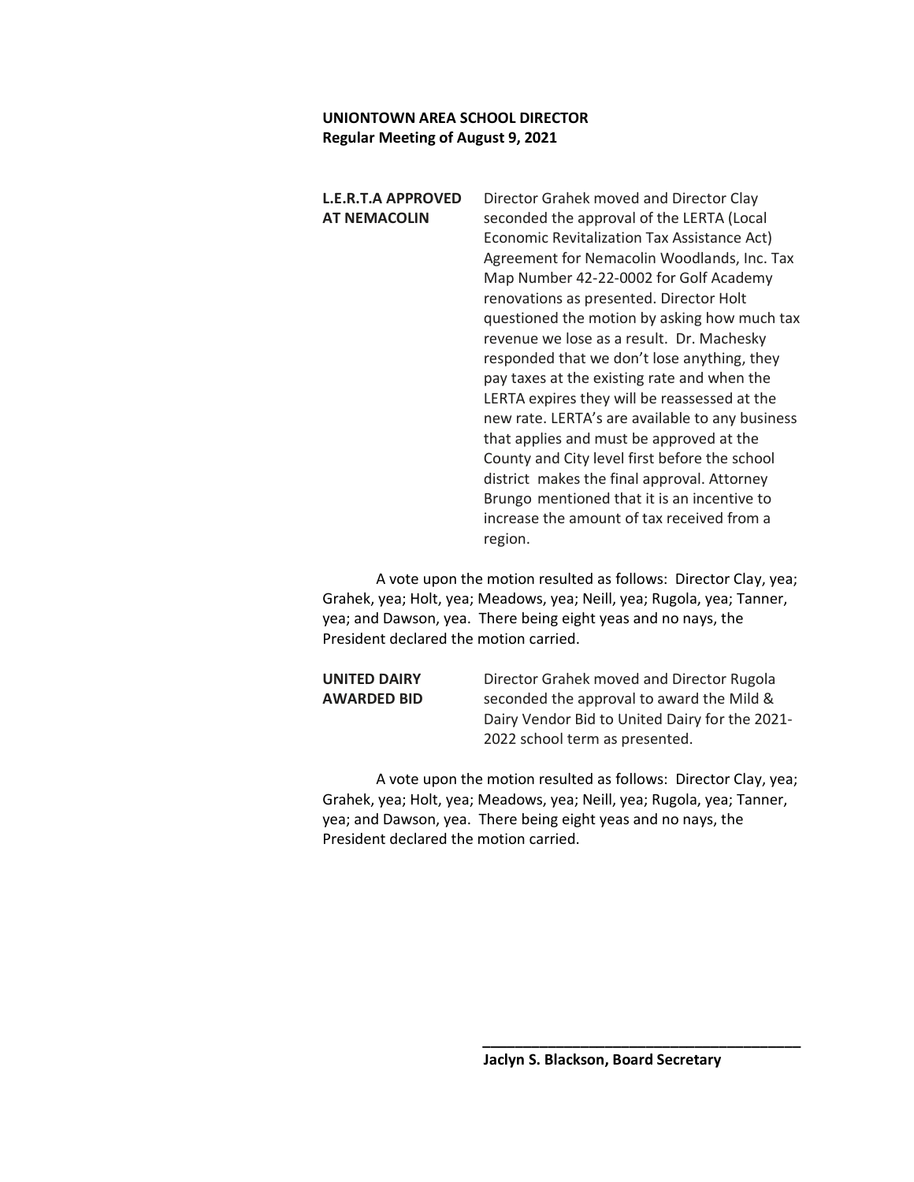**UNIONTOWN AREA SCHOOL DIRECTOR**
**Regular Meeting of August 9, 2021**

**L.E.R.T.A APPROVED AT NEMACOLIN**

Director Grahek moved and Director Clay seconded the approval of the LERTA (Local Economic Revitalization Tax Assistance Act) Agreement for Nemacolin Woodlands, Inc. Tax Map Number 42-22-0002 for Golf Academy renovations as presented. Director Holt questioned the motion by asking how much tax revenue we lose as a result. Dr. Machesky responded that we don't lose anything, they pay taxes at the existing rate and when the LERTA expires they will be reassessed at the new rate. LERTA's are available to any business that applies and must be approved at the County and City level first before the school district makes the final approval. Attorney Brungo mentioned that it is an incentive to increase the amount of tax received from a region.

A vote upon the motion resulted as follows: Director Clay, yea; Grahek, yea; Holt, yea; Meadows, yea; Neill, yea; Rugola, yea; Tanner, yea; and Dawson, yea. There being eight yeas and no nays, the President declared the motion carried.

**UNITED DAIRY AWARDED BID**

Director Grahek moved and Director Rugola seconded the approval to award the Mild & Dairy Vendor Bid to United Dairy for the 2021-2022 school term as presented.

A vote upon the motion resulted as follows: Director Clay, yea; Grahek, yea; Holt, yea; Meadows, yea; Neill, yea; Rugola, yea; Tanner, yea; and Dawson, yea. There being eight yeas and no nays, the President declared the motion carried.

\_\_\_\_\_\_\_\_\_\_\_\_\_\_\_\_\_\_\_\_\_\_\_\_\_\_\_\_\_\_\_\_\_\_\_\_\_\_\_\_

**Jaclyn S. Blackson, Board Secretary**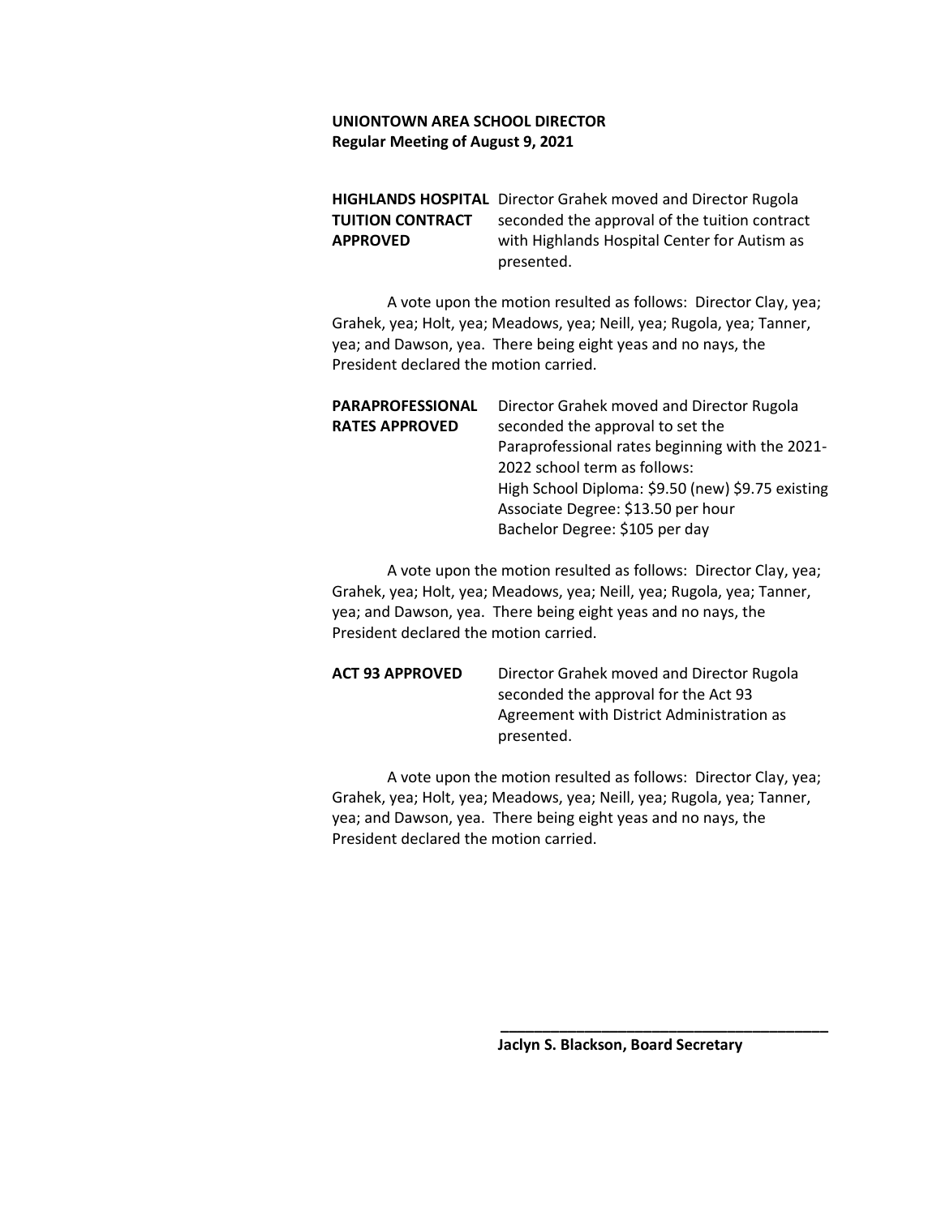**UNIONTOWN AREA SCHOOL DIRECTOR**
**Regular Meeting of August 9, 2021**

**HIGHLANDS HOSPITAL TUITION CONTRACT APPROVED** Director Grahek moved and Director Rugola seconded the approval of the tuition contract with Highlands Hospital Center for Autism as presented.

A vote upon the motion resulted as follows: Director Clay, yea; Grahek, yea; Holt, yea; Meadows, yea; Neill, yea; Rugola, yea; Tanner, yea; and Dawson, yea. There being eight yeas and no nays, the President declared the motion carried.

**PARAPROFESSIONAL RATES APPROVED** Director Grahek moved and Director Rugola seconded the approval to set the Paraprofessional rates beginning with the 2021-2022 school term as follows:
High School Diploma: $9.50 (new) $9.75 existing
Associate Degree: $13.50 per hour
Bachelor Degree: $105 per day

A vote upon the motion resulted as follows: Director Clay, yea; Grahek, yea; Holt, yea; Meadows, yea; Neill, yea; Rugola, yea; Tanner, yea; and Dawson, yea. There being eight yeas and no nays, the President declared the motion carried.

**ACT 93 APPROVED** Director Grahek moved and Director Rugola seconded the approval for the Act 93 Agreement with District Administration as presented.

A vote upon the motion resulted as follows: Director Clay, yea; Grahek, yea; Holt, yea; Meadows, yea; Neill, yea; Rugola, yea; Tanner, yea; and Dawson, yea. There being eight yeas and no nays, the President declared the motion carried.

\_\_\_\_\_\_\_\_\_\_\_\_\_\_\_\_\_\_\_\_\_\_\_\_\_\_\_\_\_\_\_\_\_\_\_\_\_\_\_\_

**Jaclyn S. Blackson, Board Secretary**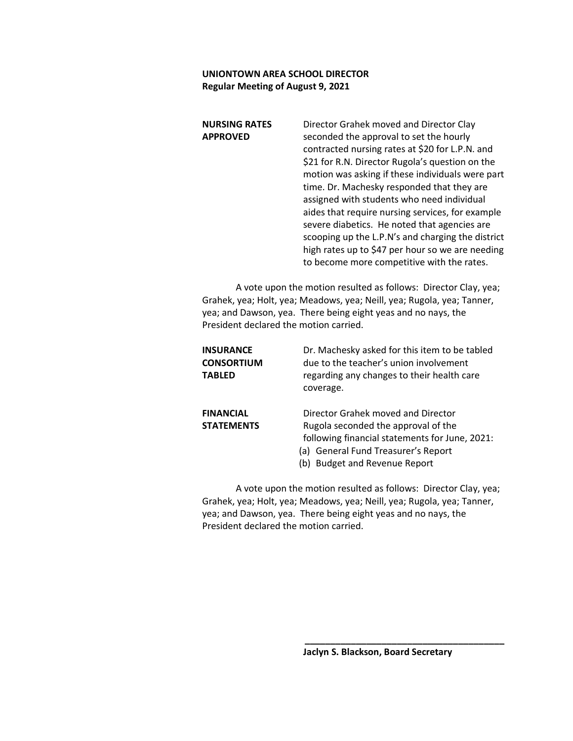**NURSING RATES APPROVED**

Director Grahek moved and Director Clay seconded the approval to set the hourly contracted nursing rates at $20 for L.P.N. and $21 for R.N. Director Rugola's question on the motion was asking if these individuals were part time. Dr. Machesky responded that they are assigned with students who need individual aides that require nursing services, for example severe diabetics. He noted that agencies are scooping up the L.P.N's and charging the district high rates up to $47 per hour so we are needing to become more competitive with the rates.

A vote upon the motion resulted as follows: Director Clay, yea; Grahek, yea; Holt, yea; Meadows, yea; Neill, yea; Rugola, yea; Tanner, yea; and Dawson, yea. There being eight yeas and no nays, the President declared the motion carried.

**INSURANCE CONSORTIUM TABLED**

Dr. Machesky asked for this item to be tabled due to the teacher's union involvement regarding any changes to their health care coverage.

**FINANCIAL STATEMENTS**

Director Grahek moved and Director Rugola seconded the approval of the following financial statements for June, 2021:

(a) General Fund Treasurer's Report
(b) Budget and Revenue Report

A vote upon the motion resulted as follows: Director Clay, yea; Grahek, yea; Holt, yea; Meadows, yea; Neill, yea; Rugola, yea; Tanner, yea; and Dawson, yea. There being eight yeas and no nays, the President declared the motion carried.

\_\_\_\_\_\_\_\_\_\_\_\_\_\_\_\_\_\_\_\_\_\_\_\_\_\_\_\_\_\_\_\_\_\_\_\_\_\_\_\_

**Jaclyn S. Blackson, Board Secretary**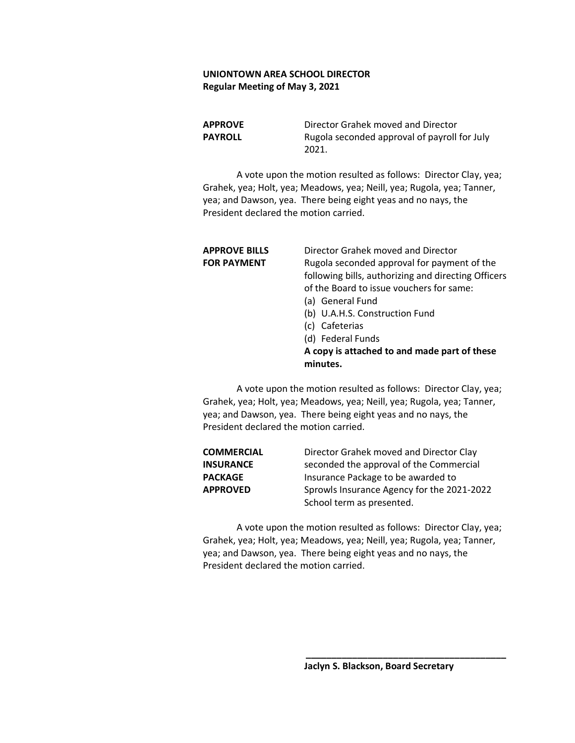**UNIONTOWN AREA SCHOOL DIRECTOR**
**Regular Meeting of May 3, 2021**

**APPROVE PAYROLL**

Director Grahek moved and Director Rugola seconded approval of payroll for July 2021.

A vote upon the motion resulted as follows: Director Clay, yea; Grahek, yea; Holt, yea; Meadows, yea; Neill, yea; Rugola, yea; Tanner, yea; and Dawson, yea. There being eight yeas and no nays, the President declared the motion carried.

**APPROVE BILLS FOR PAYMENT**

Director Grahek moved and Director Rugola seconded approval for payment of the following bills, authorizing and directing Officers of the Board to issue vouchers for same:

(a) General Fund
(b) U.A.H.S. Construction Fund
(c) Cafeterias
(d) Federal Funds

**A copy is attached to and made part of these minutes.**

A vote upon the motion resulted as follows: Director Clay, yea; Grahek, yea; Holt, yea; Meadows, yea; Neill, yea; Rugola, yea; Tanner, yea; and Dawson, yea. There being eight yeas and no nays, the President declared the motion carried.

**COMMERCIAL INSURANCE PACKAGE APPROVED**

Director Grahek moved and Director Clay seconded the approval of the Commercial Insurance Package to be awarded to Sprowls Insurance Agency for the 2021-2022 School term as presented.

A vote upon the motion resulted as follows: Director Clay, yea; Grahek, yea; Holt, yea; Meadows, yea; Neill, yea; Rugola, yea; Tanner, yea; and Dawson, yea. There being eight yeas and no nays, the President declared the motion carried.

\_\_\_\_\_\_\_\_\_\_\_\_\_\_\_\_\_\_\_\_\_\_\_\_\_\_\_\_\_\_\_\_\_\_\_\_\_\_\_\_

**Jaclyn S. Blackson, Board Secretary**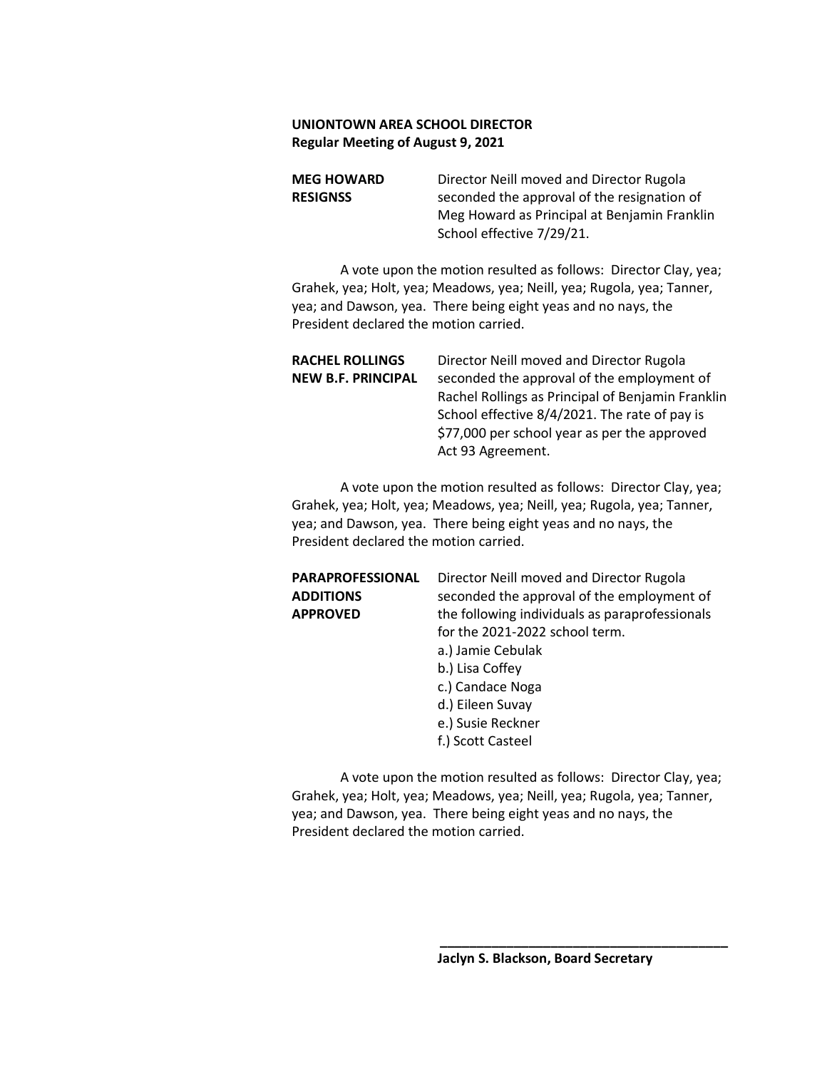**UNIONTOWN AREA SCHOOL DIRECTOR**
**Regular Meeting of August 9, 2021**

**MEG HOWARD RESIGNSS**

Director Neill moved and Director Rugola seconded the approval of the resignation of Meg Howard as Principal at Benjamin Franklin School effective 7/29/21.

A vote upon the motion resulted as follows: Director Clay, yea; Grahek, yea; Holt, yea; Meadows, yea; Neill, yea; Rugola, yea; Tanner, yea; and Dawson, yea. There being eight yeas and no nays, the President declared the motion carried.

**RACHEL ROLLINGS NEW B.F. PRINCIPAL**

Director Neill moved and Director Rugola seconded the approval of the employment of Rachel Rollings as Principal of Benjamin Franklin School effective 8/4/2021. The rate of pay is $77,000 per school year as per the approved Act 93 Agreement.

A vote upon the motion resulted as follows: Director Clay, yea; Grahek, yea; Holt, yea; Meadows, yea; Neill, yea; Rugola, yea; Tanner, yea; and Dawson, yea. There being eight yeas and no nays, the President declared the motion carried.

**PARAPROFESSIONAL ADDITIONS APPROVED**

Director Neill moved and Director Rugola seconded the approval of the employment of the following individuals as paraprofessionals for the 2021-2022 school term.

a.) Jamie Cebulak
b.) Lisa Coffey
c.) Candace Noga
d.) Eileen Suvay
e.) Susie Reckner
f.) Scott Casteel

A vote upon the motion resulted as follows: Director Clay, yea; Grahek, yea; Holt, yea; Meadows, yea; Neill, yea; Rugola, yea; Tanner, yea; and Dawson, yea. There being eight yeas and no nays, the President declared the motion carried.

\_\_\_\_\_\_\_\_\_\_\_\_\_\_\_\_\_\_\_\_\_\_\_\_\_\_\_\_\_\_\_\_\_\_\_\_\_\_\_\_

**Jaclyn S. Blackson, Board Secretary**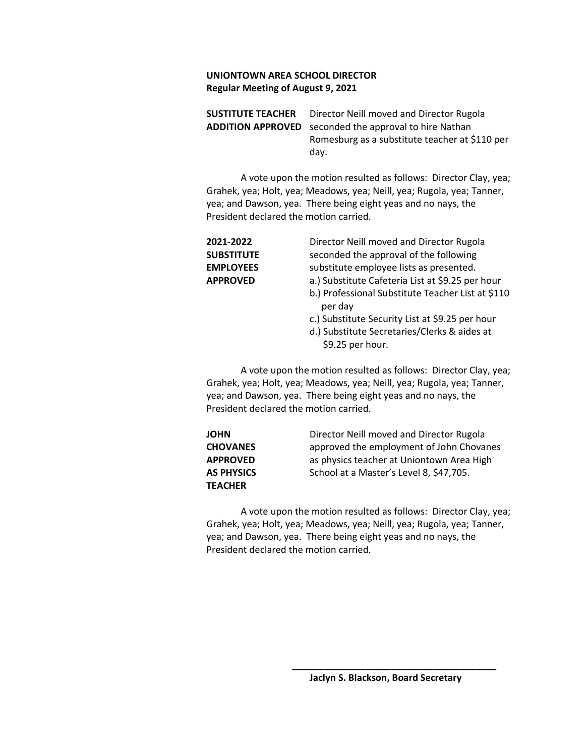**UNIONTOWN AREA SCHOOL DIRECTOR**
**Regular Meeting of August 9, 2021**

**SUSTITUTE TEACHER ADDITION APPROVED**

Director Neill moved and Director Rugola seconded the approval to hire Nathan Romesburg as a substitute teacher at $110 per day.

A vote upon the motion resulted as follows: Director Clay, yea; Grahek, yea; Holt, yea; Meadows, yea; Neill, yea; Rugola, yea; Tanner, yea; and Dawson, yea. There being eight yeas and no nays, the President declared the motion carried.

**2021-2022 SUBSTITUTE EMPLOYEES APPROVED**

Director Neill moved and Director Rugola seconded the approval of the following substitute employee lists as presented.

a.) Substitute Cafeteria List at $9.25 per hour
b.) Professional Substitute Teacher List at $110 per day
c.) Substitute Security List at $9.25 per hour
d.) Substitute Secretaries/Clerks & aides at $9.25 per hour.

A vote upon the motion resulted as follows: Director Clay, yea; Grahek, yea; Holt, yea; Meadows, yea; Neill, yea; Rugola, yea; Tanner, yea; and Dawson, yea. There being eight yeas and no nays, the President declared the motion carried.

**JOHN CHOVANES APPROVED AS PHYSICS TEACHER**

Director Neill moved and Director Rugola approved the employment of John Chovanes as physics teacher at Uniontown Area High School at a Master's Level 8, $47,705.

A vote upon the motion resulted as follows: Director Clay, yea; Grahek, yea; Holt, yea; Meadows, yea; Neill, yea; Rugola, yea; Tanner, yea; and Dawson, yea. There being eight yeas and no nays, the President declared the motion carried.

\_\_\_\_\_\_\_\_\_\_\_\_\_\_\_\_\_\_\_\_\_\_\_\_\_\_\_\_\_\_\_\_\_\_\_\_\_\_\_\_

**Jaclyn S. Blackson, Board Secretary**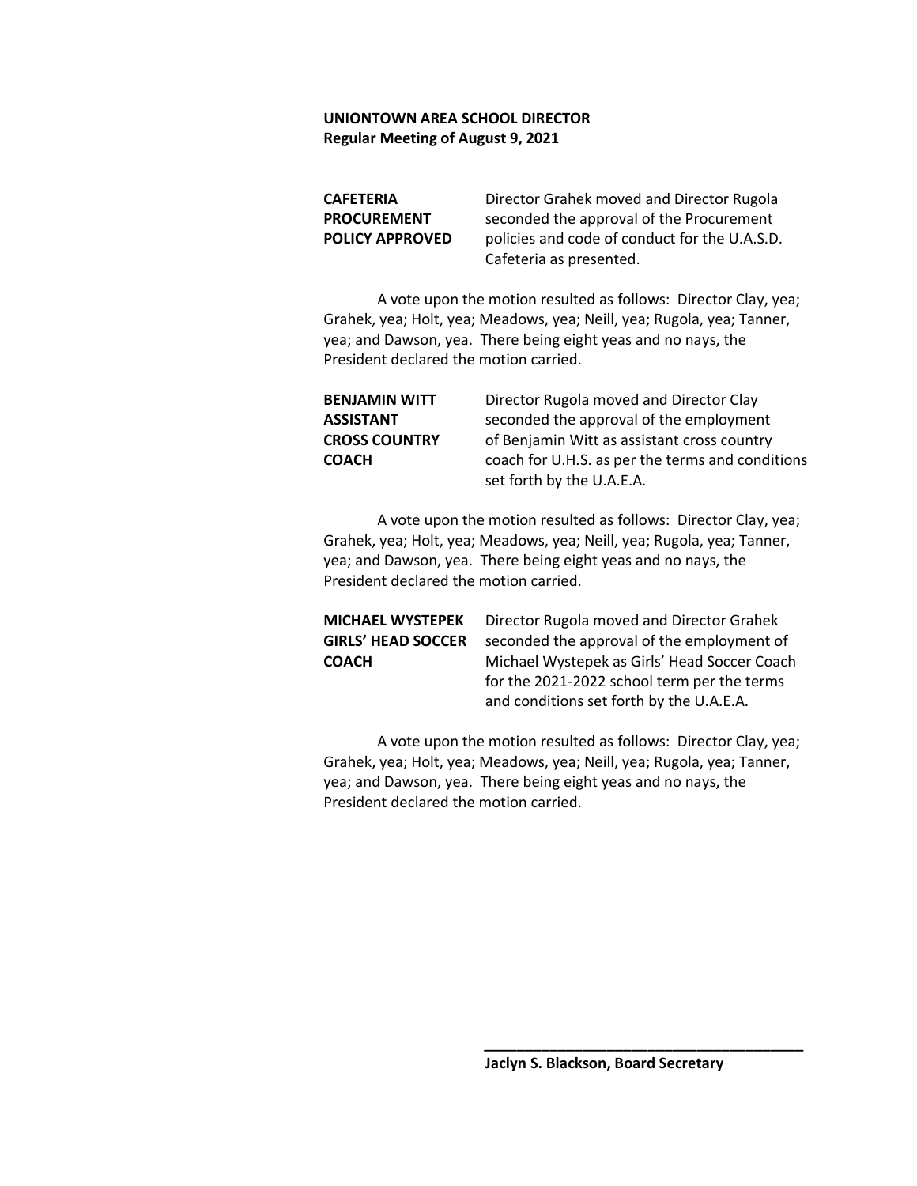**UNIONTOWN AREA SCHOOL DIRECTOR**
**Regular Meeting of August 9, 2021**

**CAFETERIA PROCUREMENT POLICY APPROVED**

Director Grahek moved and Director Rugola seconded the approval of the Procurement policies and code of conduct for the U.A.S.D. Cafeteria as presented.

A vote upon the motion resulted as follows: Director Clay, yea; Grahek, yea; Holt, yea; Meadows, yea; Neill, yea; Rugola, yea; Tanner, yea; and Dawson, yea. There being eight yeas and no nays, the President declared the motion carried.

**BENJAMIN WITT ASSISTANT CROSS COUNTRY COACH**

Director Rugola moved and Director Clay seconded the approval of the employment of Benjamin Witt as assistant cross country coach for U.H.S. as per the terms and conditions set forth by the U.A.E.A.

A vote upon the motion resulted as follows: Director Clay, yea; Grahek, yea; Holt, yea; Meadows, yea; Neill, yea; Rugola, yea; Tanner, yea; and Dawson, yea. There being eight yeas and no nays, the President declared the motion carried.

**MICHAEL WYSTEPEK GIRLS' HEAD SOCCER COACH**

Director Rugola moved and Director Grahek seconded the approval of the employment of Michael Wystepek as Girls' Head Soccer Coach for the 2021-2022 school term per the terms and conditions set forth by the U.A.E.A.

A vote upon the motion resulted as follows: Director Clay, yea; Grahek, yea; Holt, yea; Meadows, yea; Neill, yea; Rugola, yea; Tanner, yea; and Dawson, yea. There being eight yeas and no nays, the President declared the motion carried.

\_\_\_\_\_\_\_\_\_\_\_\_\_\_\_\_\_\_\_\_\_\_\_\_\_\_\_\_\_\_\_\_\_\_\_\_\_\_\_\_

**Jaclyn S. Blackson, Board Secretary**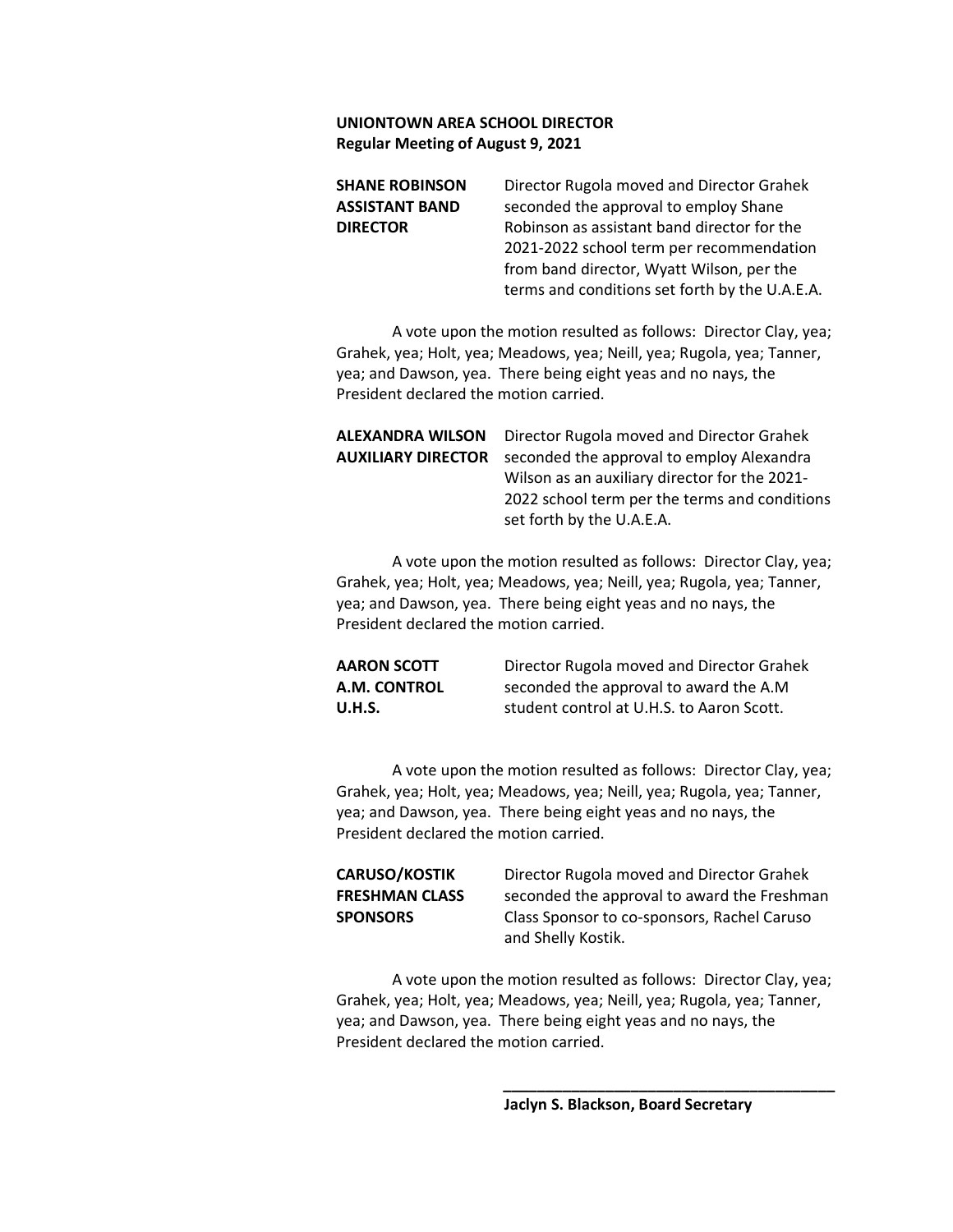**UNIONTOWN AREA SCHOOL DIRECTOR**
**Regular Meeting of August 9, 2021**

**SHANE ROBINSON ASSISTANT BAND DIRECTOR**

Director Rugola moved and Director Grahek seconded the approval to employ Shane Robinson as assistant band director for the 2021-2022 school term per recommendation from band director, Wyatt Wilson, per the terms and conditions set forth by the U.A.E.A.

A vote upon the motion resulted as follows: Director Clay, yea; Grahek, yea; Holt, yea; Meadows, yea; Neill, yea; Rugola, yea; Tanner, yea; and Dawson, yea. There being eight yeas and no nays, the President declared the motion carried.

**ALEXANDRA WILSON AUXILIARY DIRECTOR**

Director Rugola moved and Director Grahek seconded the approval to employ Alexandra Wilson as an auxiliary director for the 2021-2022 school term per the terms and conditions set forth by the U.A.E.A.

A vote upon the motion resulted as follows: Director Clay, yea; Grahek, yea; Holt, yea; Meadows, yea; Neill, yea; Rugola, yea; Tanner, yea; and Dawson, yea. There being eight yeas and no nays, the President declared the motion carried.

**AARON SCOTT A.M. CONTROL U.H.S.**

Director Rugola moved and Director Grahek seconded the approval to award the A.M student control at U.H.S. to Aaron Scott.

A vote upon the motion resulted as follows: Director Clay, yea; Grahek, yea; Holt, yea; Meadows, yea; Neill, yea; Rugola, yea; Tanner, yea; and Dawson, yea. There being eight yeas and no nays, the President declared the motion carried.

**CARUSO/KOSTIK FRESHMAN CLASS SPONSORS**

Director Rugola moved and Director Grahek seconded the approval to award the Freshman Class Sponsor to co-sponsors, Rachel Caruso and Shelly Kostik.

A vote upon the motion resulted as follows: Director Clay, yea; Grahek, yea; Holt, yea; Meadows, yea; Neill, yea; Rugola, yea; Tanner, yea; and Dawson, yea. There being eight yeas and no nays, the President declared the motion carried.

\_\_\_\_\_\_\_\_\_\_\_\_\_\_\_\_\_\_\_\_\_\_\_\_\_\_\_\_\_\_\_\_\_\_\_\_\_\_\_\_

**Jaclyn S. Blackson, Board Secretary**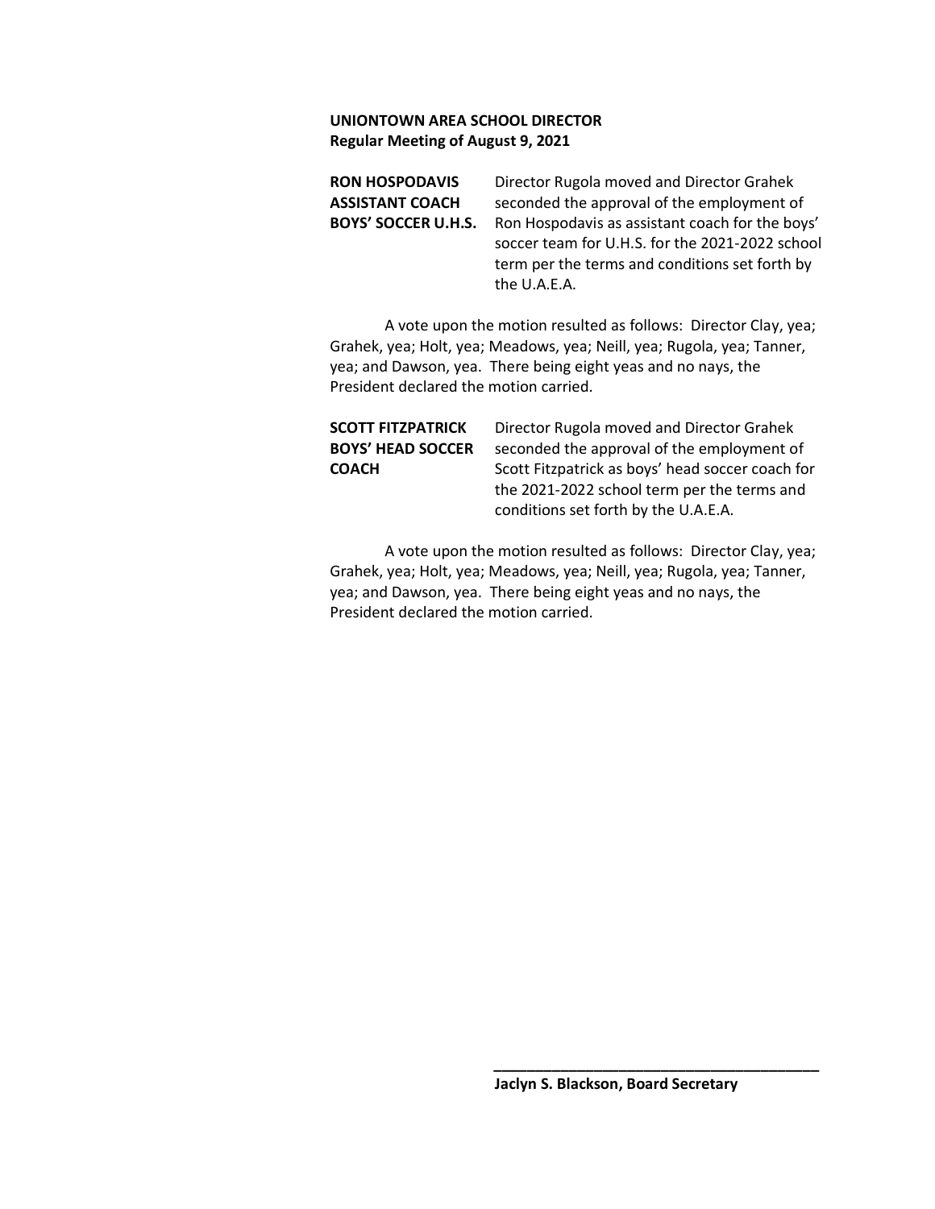**UNIONTOWN AREA SCHOOL DIRECTOR**
**Regular Meeting of August 9, 2021**

**RON HOSPODAVIS ASSISTANT COACH BOYS' SOCCER U.H.S.**

Director Rugola moved and Director Grahek seconded the approval of the employment of Ron Hospodavis as assistant coach for the boys' soccer team for U.H.S. for the 2021-2022 school term per the terms and conditions set forth by the U.A.E.A.

A vote upon the motion resulted as follows: Director Clay, yea; Grahek, yea; Holt, yea; Meadows, yea; Neill, yea; Rugola, yea; Tanner, yea; and Dawson, yea. There being eight yeas and no nays, the President declared the motion carried.

**SCOTT FITZPATRICK BOYS' HEAD SOCCER COACH**

Director Rugola moved and Director Grahek seconded the approval of the employment of Scott Fitzpatrick as boys' head soccer coach for the 2021-2022 school term per the terms and conditions set forth by the U.A.E.A.

A vote upon the motion resulted as follows: Director Clay, yea; Grahek, yea; Holt, yea; Meadows, yea; Neill, yea; Rugola, yea; Tanner, yea; and Dawson, yea. There being eight yeas and no nays, the President declared the motion carried.

\_\_\_\_\_\_\_\_\_\_\_\_\_\_\_\_\_\_\_\_\_\_\_\_\_\_\_\_\_\_\_\_\_\_\_\_\_\_\_\_
**Jaclyn S. Blackson, Board Secretary**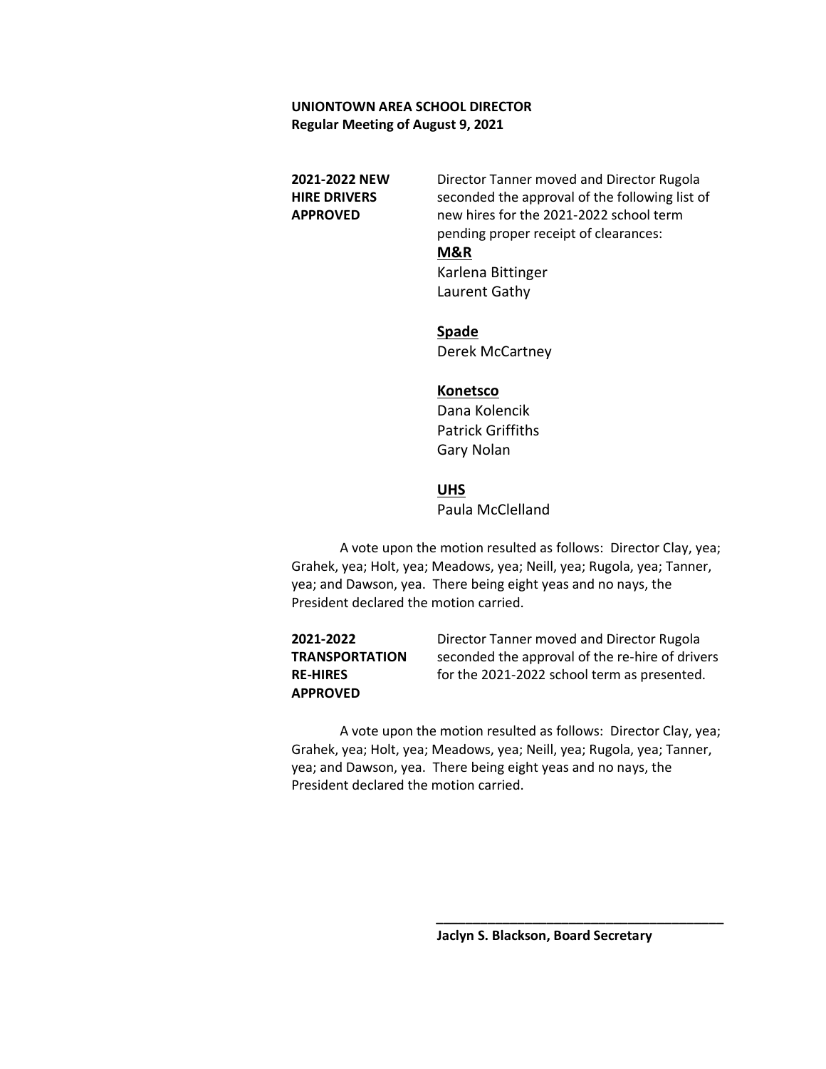**UNIONTOWN AREA SCHOOL DIRECTOR**
**Regular Meeting of August 9, 2021**

**2021-2022 NEW HIRE DRIVERS APPROVED**

Director Tanner moved and Director Rugola seconded the approval of the following list of new hires for the 2021-2022 school term pending proper receipt of clearances:

**M&R**
Karlena Bittinger
Laurent Gathy

**Spade**
Derek McCartney

**Konetsco**
Dana Kolencik
Patrick Griffiths
Gary Nolan

**UHS**
Paula McClelland

A vote upon the motion resulted as follows: Director Clay, yea; Grahek, yea; Holt, yea; Meadows, yea; Neill, yea; Rugola, yea; Tanner, yea; and Dawson, yea. There being eight yeas and no nays, the President declared the motion carried.

**2021-2022 TRANSPORTATION RE-HIRES APPROVED**

Director Tanner moved and Director Rugola seconded the approval of the re-hire of drivers for the 2021-2022 school term as presented.

A vote upon the motion resulted as follows: Director Clay, yea; Grahek, yea; Holt, yea; Meadows, yea; Neill, yea; Rugola, yea; Tanner, yea; and Dawson, yea. There being eight yeas and no nays, the President declared the motion carried.

\_\_\_\_\_\_\_\_\_\_\_\_\_\_\_\_\_\_\_\_\_\_\_\_\_\_\_\_\_\_\_\_\_\_\_\_\_\_\_\_

**Jaclyn S. Blackson, Board Secretary**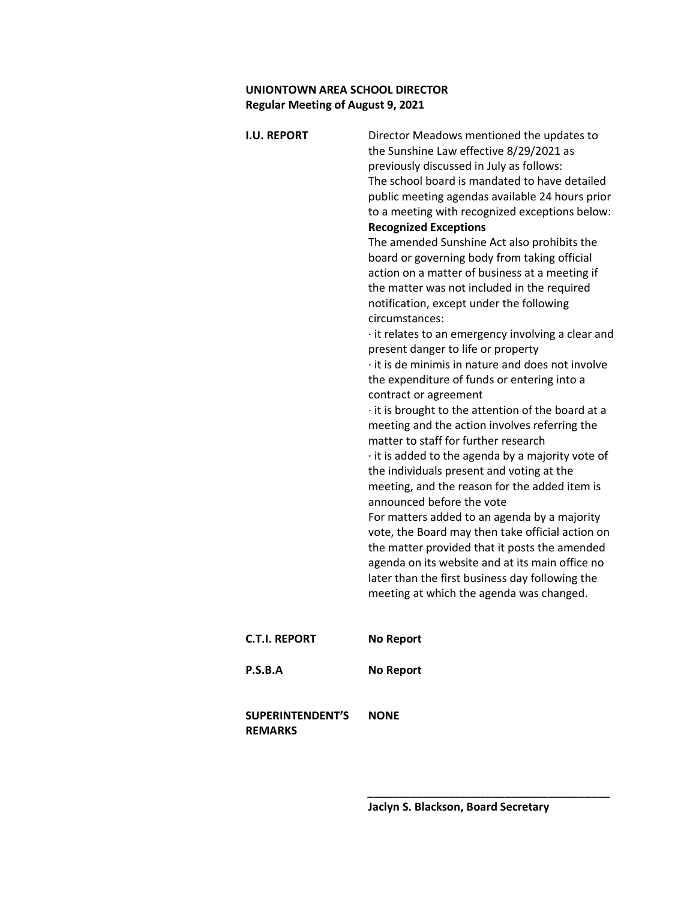**UNIONTOWN AREA SCHOOL DIRECTOR**
**Regular Meeting of August 9, 2021**

**I.U. REPORT**

Director Meadows mentioned the updates to the Sunshine Law effective 8/29/2021 as previously discussed in July as follows:
The school board is mandated to have detailed public meeting agendas available 24 hours prior to a meeting with recognized exceptions below:

**Recognized Exceptions**

The amended Sunshine Act also prohibits the board or governing body from taking official action on a matter of business at a meeting if the matter was not included in the required notification, except under the following circumstances:

· it relates to an emergency involving a clear and present danger to life or property
· it is de minimis in nature and does not involve the expenditure of funds or entering into a contract or agreement
· it is brought to the attention of the board at a meeting and the action involves referring the matter to staff for further research
· it is added to the agenda by a majority vote of the individuals present and voting at the meeting, and the reason for the added item is announced before the vote

For matters added to an agenda by a majority vote, the Board may then take official action on the matter provided that it posts the amended agenda on its website and at its main office no later than the first business day following the meeting at which the agenda was changed.

**C.T.I. REPORT** **No Report**

**P.S.B.A** **No Report**

**SUPERINTENDENT'S REMARKS** **NONE**

\_\_\_\_\_\_\_\_\_\_\_\_\_\_\_\_\_\_\_\_\_\_\_\_\_\_\_\_\_\_\_\_\_\_\_\_\_\_\_\_

**Jaclyn S. Blackson, Board Secretary**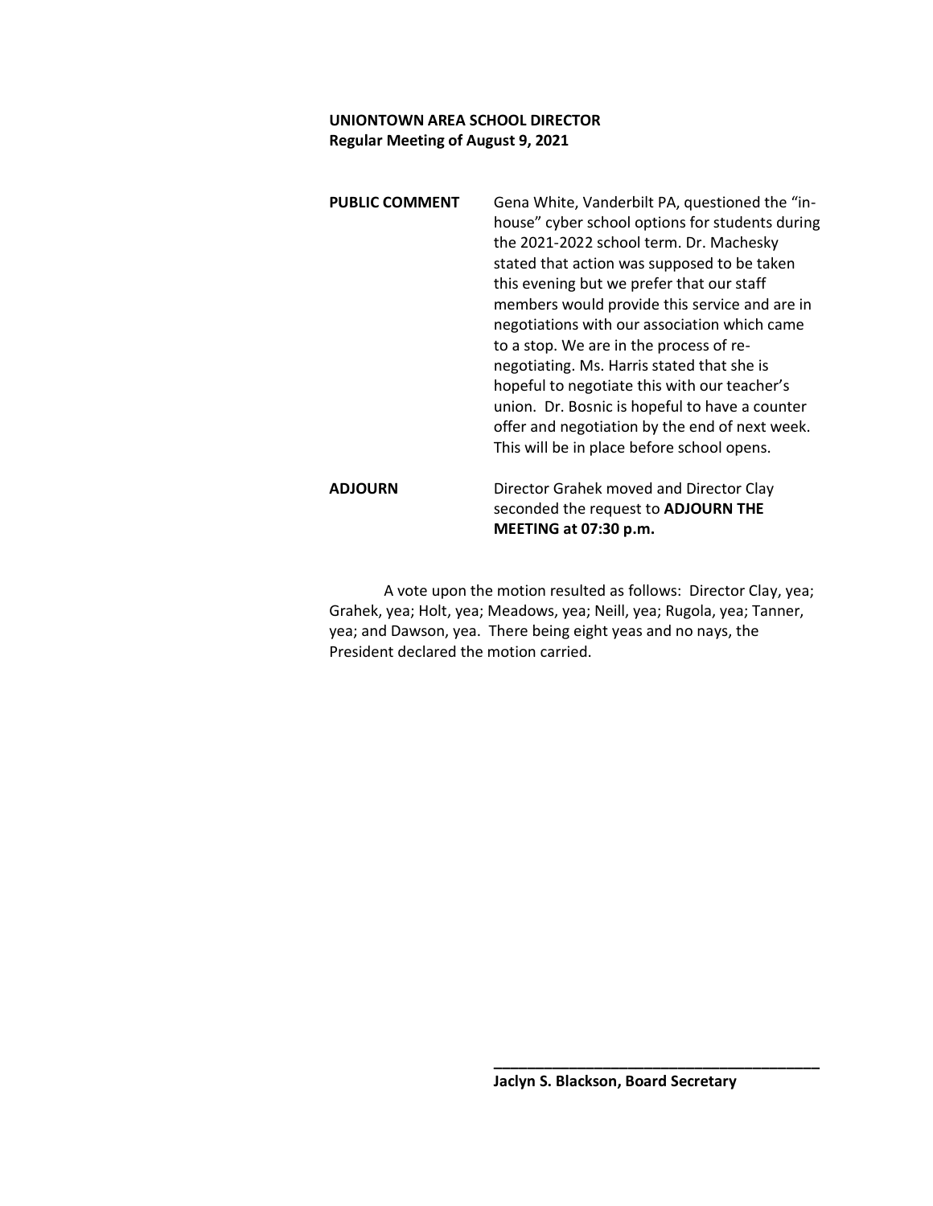**UNIONTOWN AREA SCHOOL DIRECTOR**
**Regular Meeting of August 9, 2021**

**PUBLIC COMMENT** Gena White, Vanderbilt PA, questioned the "in-house" cyber school options for students during the 2021-2022 school term. Dr. Machesky stated that action was supposed to be taken this evening but we prefer that our staff members would provide this service and are in negotiations with our association which came to a stop. We are in the process of re-negotiating. Ms. Harris stated that she is hopeful to negotiate this with our teacher's union. Dr. Bosnic is hopeful to have a counter offer and negotiation by the end of next week. This will be in place before school opens.

**ADJOURN** Director Grahek moved and Director Clay seconded the request to **ADJOURN THE MEETING at 07:30 p.m.**

A vote upon the motion resulted as follows: Director Clay, yea; Grahek, yea; Holt, yea; Meadows, yea; Neill, yea; Rugola, yea; Tanner, yea; and Dawson, yea. There being eight yeas and no nays, the President declared the motion carried.

\_\_\_\_\_\_\_\_\_\_\_\_\_\_\_\_\_\_\_\_\_\_\_\_\_\_\_\_\_\_\_\_\_\_\_\_\_\_\_\_

**Jaclyn S. Blackson, Board Secretary**